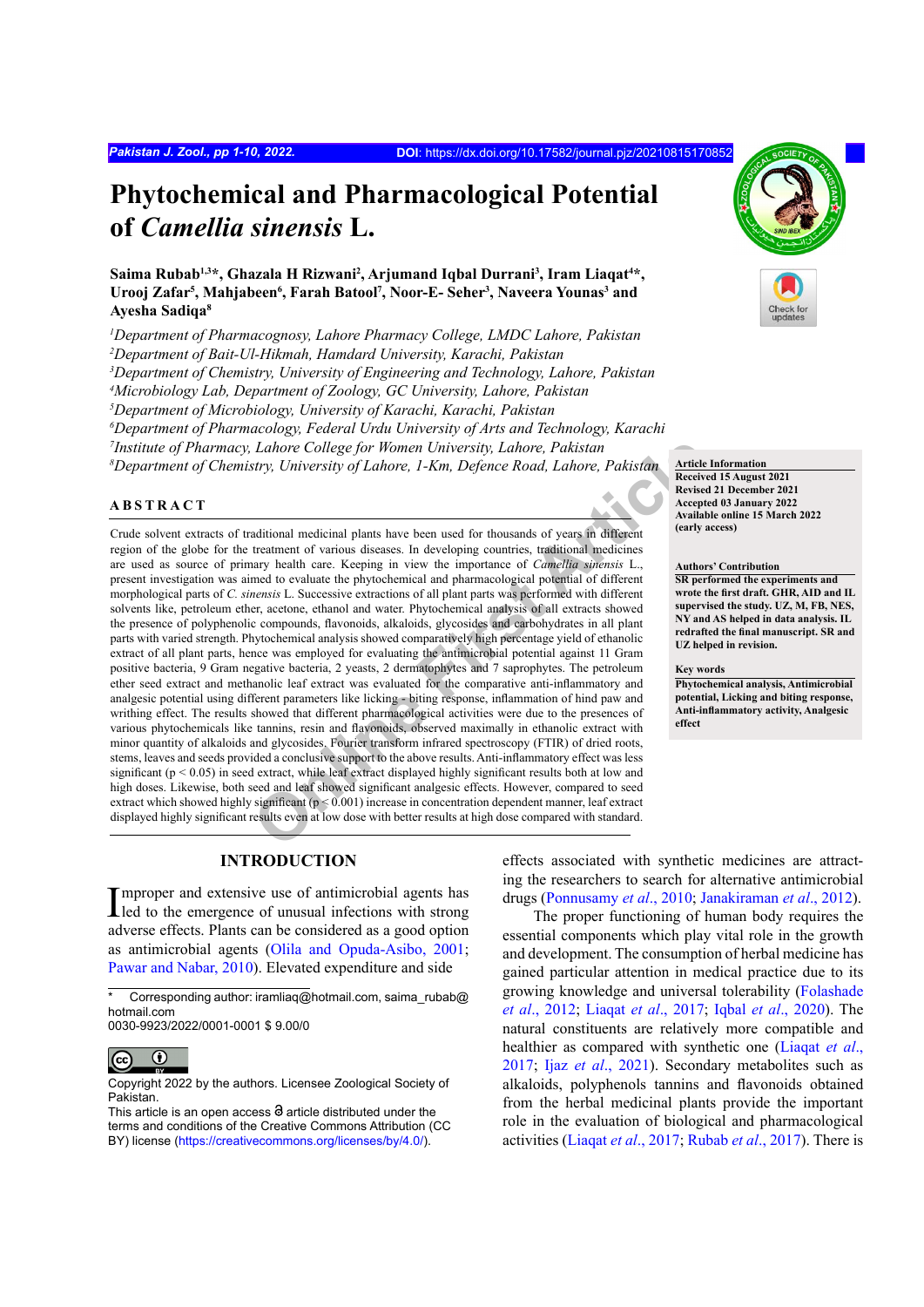# Phytochemical and Pharmacological Potential of *Camellia sinensis* L.

**Saima Rubab[1,3]*, Ghazala H Rizwani[2], Arjumand Iqbal Durrani[3], Iram Liaqat[4]*, Urooj Zafar[5], Mahjabeen[6], Farah Batool[7], Noor-E- Seher[3], Naveera Younas[3] and Ayesha Sadiqa[8]**

*[1]Department of Pharmacognosy, Lahore Pharmacy College, LMDC Lahore, Pakistan*
*[2]Department of Bait-Ul-Hikmah, Hamdard University, Karachi, Pakistan*
*[3]Department of Chemistry, University of Engineering and Technology, Lahore, Pakistan*
*[4]Microbiology Lab, Department of Zoology, GC University, Lahore, Pakistan*
*[5]Department of Microbiology, University of Karachi, Karachi, Pakistan*
*[6]Department of Pharmacology, Federal Urdu University of Arts and Technology, Karachi*
*[7]Institute of Pharmacy, Lahore College for Women University, Lahore, Pakistan*
*[8]Department of Chemistry, University of Lahore, 1-Km, Defence Road, Lahore, Pakistan*

**Article Information**
Received 15 August 2021
Revised 21 December 2021
Accepted 03 January 2022
Available online 15 March 2022 (early access)

**Authors' Contribution**
SR performed the experiments and wrote the first draft. GHR, AID and IL supervised the study. UZ, M, FB, NES, NY and AS helped in data analysis. IL redrafted the final manuscript. SR and UZ helped in revision.

**Key words**
Phytochemical analysis, Antimicrobial potential, Licking and biting response, Anti-inflammatory activity, Analgesic effect

## ABSTRACT

Crude solvent extracts of traditional medicinal plants have been used for thousands of years in different region of the globe for the treatment of various diseases. In developing countries, traditional medicines are used as source of primary health care. Keeping in view the importance of *Camellia sinensis* L., present investigation was aimed to evaluate the phytochemical and pharmacological potential of different morphological parts of *C. sinensis* L. Successive extractions of all plant parts was performed with different solvents like, petroleum ether, acetone, ethanol and water. Phytochemical analysis of all extracts showed the presence of polyphenolic compounds, flavonoids, alkaloids, glycosides and carbohydrates in all plant parts with varied strength. Phytochemical analysis showed comparatively high percentage yield of ethanolic extract of all plant parts, hence was employed for evaluating the antimicrobial potential against 11 Gram positive bacteria, 9 Gram negative bacteria, 2 yeasts, 2 dermatophytes and 7 saprophytes. The petroleum ether seed extract and methanolic leaf extract was evaluated for the comparative anti-inflammatory and analgesic potential using different parameters like licking - biting response, inflammation of hind paw and writhing effect. The results showed that different pharmacological activities were due to the presences of various phytochemicals like tannins, resin and flavonoids, observed maximally in ethanolic extract with minor quantity of alkaloids and glycosides. Fourier transform infrared spectroscopy (FTIR) of dried roots, stems, leaves and seeds provided a conclusive support to the above results. Anti-inflammatory effect was less significant ($p < 0.05$) in seed extract, while leaf extract displayed highly significant results both at low and high doses. Likewise, both seed and leaf showed significant analgesic effects. However, compared to seed extract which showed highly significant ($p < 0.001$) increase in concentration dependent manner, leaf extract displayed highly significant results even at low dose with better results at high dose compared with standard.

## INTRODUCTION

Improper and extensive use of antimicrobial agents has led to the emergence of unusual infections with strong adverse effects. Plants can be considered as a good option as antimicrobial agents (Olila and Opuda-Asibo, 2001; Pawar and Nabar, 2010). Elevated expenditure and side effects associated with synthetic medicines are attracting the researchers to search for alternative antimicrobial drugs (Ponnusamy *et al*., 2010; Janakiraman *et al*., 2012).

The proper functioning of human body requires the essential components which play vital role in the growth and development. The consumption of herbal medicine has gained particular attention in medical practice due to its growing knowledge and universal tolerability (Folashade *et al*., 2012; Liaqat *et al*., 2017; Iqbal *et al*., 2020). The natural constituents are relatively more compatible and healthier as compared with synthetic one (Liaqat *et al*., 2017; Ijaz *et al*., 2021). Secondary metabolites such as alkaloids, polyphenols tannins and flavonoids obtained from the herbal medicinal plants provide the important role in the evaluation of biological and pharmacological activities (Liaqat *et al*., 2017; Rubab *et al*., 2017). There is

\* Corresponding author: iramliaq@hotmail.com, saima_rubab@hotmail.com
0030-9923/2022/0001-0001 $ 9.00/0

Copyright 2022 by the authors. Licensee Zoological Society of Pakistan.
This article is an open access article distributed under the terms and conditions of the Creative Commons Attribution (CC BY) license (https://creativecommons.org/licenses/by/4.0/).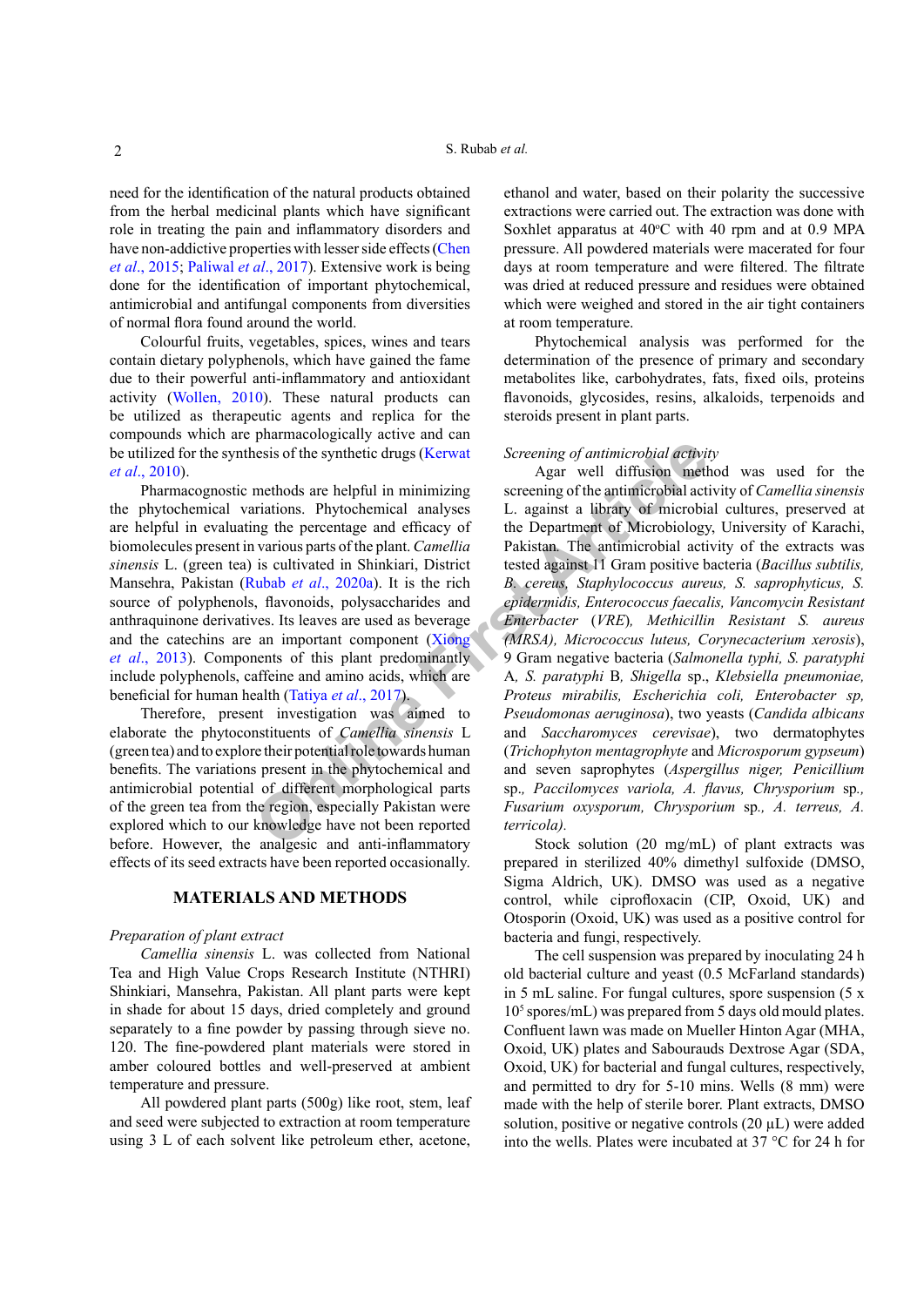need for the identification of the natural products obtained from the herbal medicinal plants which have significant role in treating the pain and inflammatory disorders and have non-addictive properties with lesser side effects (Chen *et al*., 2015; Paliwal *et al*., 2017). Extensive work is being done for the identification of important phytochemical, antimicrobial and antifungal components from diversities of normal flora found around the world.

Colourful fruits, vegetables, spices, wines and tears contain dietary polyphenols, which have gained the fame due to their powerful anti-inflammatory and antioxidant activity (Wollen, 2010). These natural products can be utilized as therapeutic agents and replica for the compounds which are pharmacologically active and can be utilized for the synthesis of the synthetic drugs (Kerwat *et al*., 2010).

Pharmacognostic methods are helpful in minimizing the phytochemical variations. Phytochemical analyses are helpful in evaluating the percentage and efficacy of biomolecules present in various parts of the plant. *Camellia sinensis* L. (green tea) is cultivated in Shinkiari, District Mansehra, Pakistan (Rubab *et al*., 2020a). It is the rich source of polyphenols, flavonoids, polysaccharides and anthraquinone derivatives. Its leaves are used as beverage and the catechins are an important component (Xiong *et al*., 2013). Components of this plant predominantly include polyphenols, caffeine and amino acids, which are beneficial for human health (Tatiya *et al*., 2017).

Therefore, present investigation was aimed to elaborate the phytoconstituents of *Camellia sinensis* L (green tea) and to explore their potential role towards human benefits. The variations present in the phytochemical and antimicrobial potential of different morphological parts of the green tea from the region, especially Pakistan were explored which to our knowledge have not been reported before. However, the analgesic and anti-inflammatory effects of its seed extracts have been reported occasionally.

## MATERIALS AND METHODS

*Preparation of plant extract*

*Camellia sinensis* L. was collected from National Tea and High Value Crops Research Institute (NTHRI) Shinkiari, Mansehra, Pakistan. All plant parts were kept in shade for about 15 days, dried completely and ground separately to a fine powder by passing through sieve no. 120. The fine-powdered plant materials were stored in amber coloured bottles and well-preserved at ambient temperature and pressure.

All powdered plant parts (500g) like root, stem, leaf and seed were subjected to extraction at room temperature using 3 L of each solvent like petroleum ether, acetone, ethanol and water, based on their polarity the successive extractions were carried out. The extraction was done with Soxhlet apparatus at 40°C with 40 rpm and at 0.9 MPA pressure. All powdered materials were macerated for four days at room temperature and were filtered. The filtrate was dried at reduced pressure and residues were obtained which were weighed and stored in the air tight containers at room temperature.

Phytochemical analysis was performed for the determination of the presence of primary and secondary metabolites like, carbohydrates, fats, fixed oils, proteins flavonoids, glycosides, resins, alkaloids, terpenoids and steroids present in plant parts.

*Screening of antimicrobial activity*

Agar well diffusion method was used for the screening of the antimicrobial activity of *Camellia sinensis* L. against a library of microbial cultures, preserved at the Department of Microbiology, University of Karachi, Pakistan. The antimicrobial activity of the extracts was tested against 11 Gram positive bacteria (*Bacillus subtilis, B. cereus, Staphylococcus aureus, S. saprophyticus, S. epidermidis, Enterococcus faecalis, Vancomycin Resistant Enterbacter* (*VRE*), *Methicillin Resistant S. aureus (MRSA), Micrococcus luteus, Corynecacterium xerosis*), 9 Gram negative bacteria (*Salmonella typhi, S. paratyphi* A, *S. paratyphi* B, *Shigella* sp., *Klebsiella pneumoniae, Proteus mirabilis, Escherichia coli, Enterobacter sp, Pseudomonas aeruginosa*), two yeasts (*Candida albicans* and *Saccharomyces cerevisae*), two dermatophytes (*Trichophyton mentagrophyte* and *Microsporum gypseum*) and seven saprophytes (*Aspergillus niger, Penicillium* sp., *Paccilomyces variola, A. flavus, Chrysporium* sp., *Fusarium oxysporum, Chrysporium* sp., *A. terreus, A. terricola).*

Stock solution (20 mg/mL) of plant extracts was prepared in sterilized 40% dimethyl sulfoxide (DMSO, Sigma Aldrich, UK). DMSO was used as a negative control, while ciprofloxacin (CIP, Oxoid, UK) and Otosporin (Oxoid, UK) was used as a positive control for bacteria and fungi, respectively.

The cell suspension was prepared by inoculating 24 h old bacterial culture and yeast (0.5 McFarland standards) in 5 mL saline. For fungal cultures, spore suspension (5 x $10^5$ spores/mL) was prepared from 5 days old mould plates. Confluent lawn was made on Mueller Hinton Agar (MHA, Oxoid, UK) plates and Sabourauds Dextrose Agar (SDA, Oxoid, UK) for bacterial and fungal cultures, respectively, and permitted to dry for 5-10 mins. Wells (8 mm) were made with the help of sterile borer. Plant extracts, DMSO solution, positive or negative controls (20 µL) were added into the wells. Plates were incubated at 37 °C for 24 h for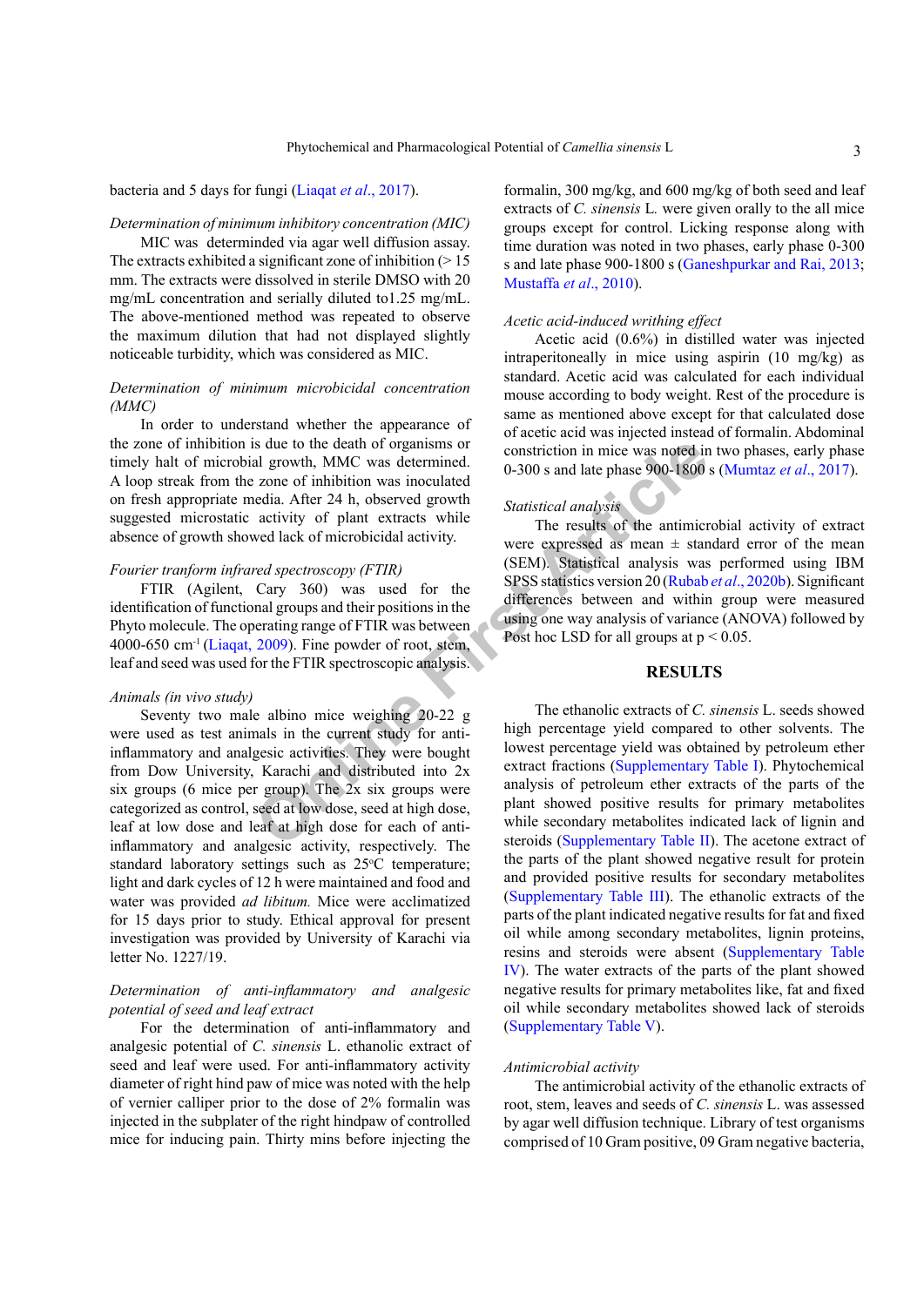bacteria and 5 days for fungi (Liaqat *et al*., 2017).

*Determination of minimum inhibitory concentration (MIC)*

MIC was determinded via agar well diffusion assay. The extracts exhibited a significant zone of inhibition (> 15 mm. The extracts were dissolved in sterile DMSO with 20 mg/mL concentration and serially diluted to1.25 mg/mL. The above-mentioned method was repeated to observe the maximum dilution that had not displayed slightly noticeable turbidity, which was considered as MIC.

*Determination of minimum microbicidal concentration (MMC)*

In order to understand whether the appearance of the zone of inhibition is due to the death of organisms or timely halt of microbial growth, MMC was determined. A loop streak from the zone of inhibition was inoculated on fresh appropriate media. After 24 h, observed growth suggested microstatic activity of plant extracts while absence of growth showed lack of microbicidal activity.

*Fourier tranform infrared spectroscopy (FTIR)*

FTIR (Agilent, Cary 360) was used for the identification of functional groups and their positions in the Phyto molecule. The operating range of FTIR was between 4000-650 $cm^{-1}$ (Liaqat, 2009). Fine powder of root, stem, leaf and seed was used for the FTIR spectroscopic analysis.

*Animals (in vivo study)*

Seventy two male albino mice weighing 20-22 g were used as test animals in the current study for anti-inflammatory and analgesic activities. They were bought from Dow University, Karachi and distributed into 2x six groups (6 mice per group). The 2x six groups were categorized as control, seed at low dose, seed at high dose, leaf at low dose and leaf at high dose for each of anti-inflammatory and analgesic activity, respectively. The standard laboratory settings such as 25°C temperature; light and dark cycles of 12 h were maintained and food and water was provided *ad libitum.* Mice were acclimatized for 15 days prior to study. Ethical approval for present investigation was provided by University of Karachi via letter No. 1227/19.

*Determination of anti-inflammatory and analgesic potential of seed and leaf extract*

For the determination of anti-inflammatory and analgesic potential of *C. sinensis* L. ethanolic extract of seed and leaf were used. For anti-inflammatory activity diameter of right hind paw of mice was noted with the help of vernier calliper prior to the dose of 2% formalin was injected in the subplater of the right hindpaw of controlled mice for inducing pain. Thirty mins before injecting the formalin, 300 mg/kg, and 600 mg/kg of both seed and leaf extracts of *C. sinensis* L. were given orally to the all mice groups except for control. Licking response along with time duration was noted in two phases, early phase 0-300 s and late phase 900-1800 s (Ganeshpurkar and Rai, 2013; Mustaffa *et al*., 2010).

*Acetic acid-induced writhing effect*

Acetic acid (0.6%) in distilled water was injected intraperitoneally in mice using aspirin (10 mg/kg) as standard. Acetic acid was calculated for each individual mouse according to body weight. Rest of the procedure is same as mentioned above except for that calculated dose of acetic acid was injected instead of formalin. Abdominal constriction in mice was noted in two phases, early phase 0-300 s and late phase 900-1800 s (Mumtaz *et al*., 2017).

*Statistical analysis*

The results of the antimicrobial activity of extract were expressed as mean ± standard error of the mean (SEM). Statistical analysis was performed using IBM SPSS statistics version 20 (Rubab *et al*., 2020b). Significant differences between and within group were measured using one way analysis of variance (ANOVA) followed by Post hoc LSD for all groups at $p < 0.05$.

## RESULTS

The ethanolic extracts of *C. sinensis* L. seeds showed high percentage yield compared to other solvents. The lowest percentage yield was obtained by petroleum ether extract fractions (Supplementary Table I). Phytochemical analysis of petroleum ether extracts of the parts of the plant showed positive results for primary metabolites while secondary metabolites indicated lack of lignin and steroids (Supplementary Table II). The acetone extract of the parts of the plant showed negative result for protein and provided positive results for secondary metabolites (Supplementary Table III). The ethanolic extracts of the parts of the plant indicated negative results for fat and fixed oil while among secondary metabolites, lignin proteins, resins and steroids were absent (Supplementary Table IV). The water extracts of the parts of the plant showed negative results for primary metabolites like, fat and fixed oil while secondary metabolites showed lack of steroids (Supplementary Table V).

*Antimicrobial activity*

The antimicrobial activity of the ethanolic extracts of root, stem, leaves and seeds of *C. sinensis* L. was assessed by agar well diffusion technique. Library of test organisms comprised of 10 Gram positive, 09 Gram negative bacteria,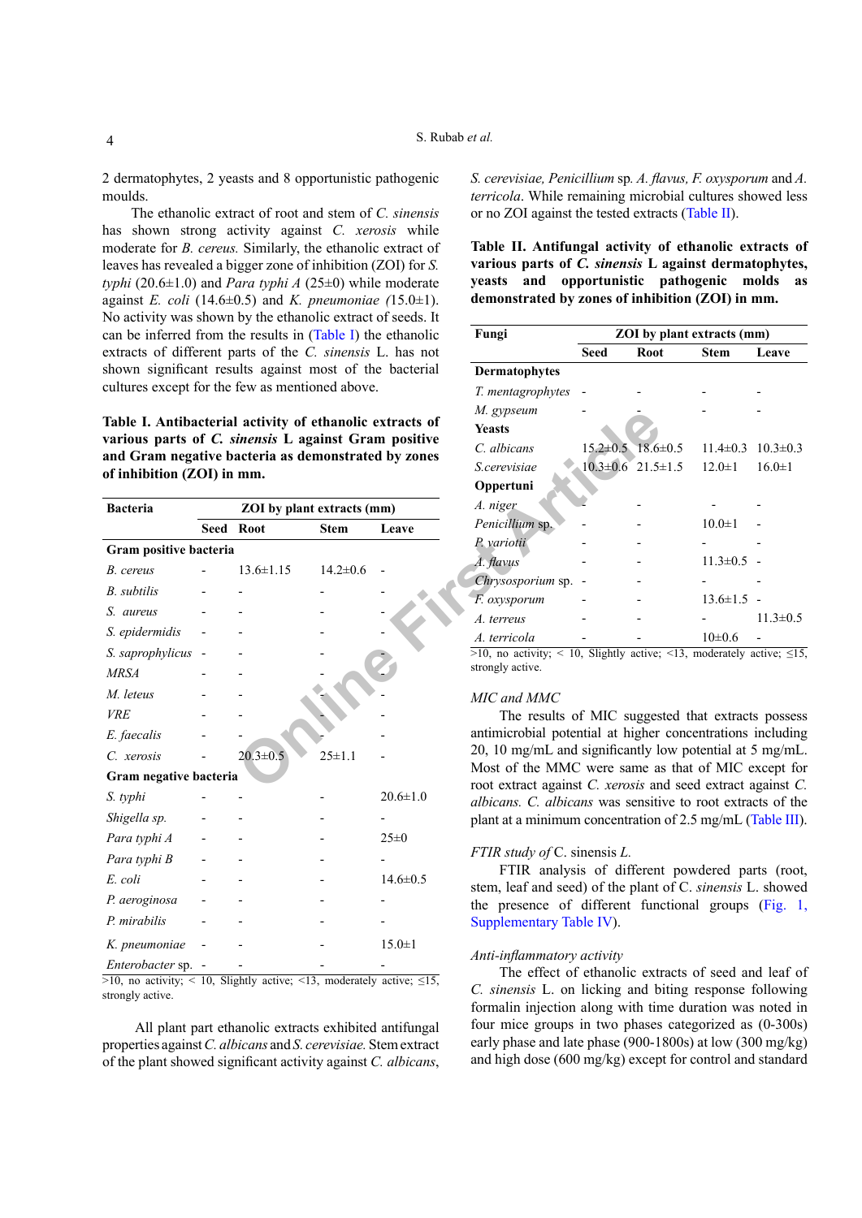2 dermatophytes, 2 yeasts and 8 opportunistic pathogenic moulds.

The ethanolic extract of root and stem of *C. sinensis* has shown strong activity against *C. xerosis* while moderate for *B. cereus.* Similarly, the ethanolic extract of leaves has revealed a bigger zone of inhibition (ZOI) for *S. typhi* (20.6±1.0) and *Para typhi A* (25±0) while moderate against *E. coli* (14.6±0.5) and *K. pneumoniae (*15.0±1). No activity was shown by the ethanolic extract of seeds. It can be inferred from the results in (Table I) the ethanolic extracts of different parts of the *C. sinensis* L. has not shown significant results against most of the bacterial cultures except for the few as mentioned above.

**Table I. Antibacterial activity of ethanolic extracts of various parts of *C. sinensis* L against Gram positive and Gram negative bacteria as demonstrated by zones of inhibition (ZOI) in mm.**

| Bacteria | ZOI by plant extracts (mm) | | | |
|---|---|---|---|---|
| | Seed | Root | Stem | Leave |
| **Gram positive bacteria** | | | | |
| *B. cereus* | - | 13.6±1.15 | 14.2±0.6 | - |
| *B. subtilis* | - | - | - | - |
| *S. aureus* | - | - | - | - |
| *S. epidermidis* | - | - | - | - |
| *S. saprophylicus* | - | - | - | - |
| *MRSA* | - | - | - | - |
| *M. leteus* | - | - | - | - |
| *VRE* | - | - | - | - |
| *E. faecalis* | - | - | - | - |
| *C. xerosis* | - | 20.3±0.5 | 25±1.1 | - |
| **Gram negative bacteria** | | | | |
| *S. typhi* | - | - | - | 20.6±1.0 |
| *Shigella sp.* | - | - | - | - |
| *Para typhi A* | - | - | - | 25±0 |
| *Para typhi B* | - | - | - | - |
| *E. coli* | - | - | - | 14.6±0.5 |
| *P. aeroginosa* | - | - | - | - |
| *P. mirabilis* | - | - | - | - |
| *K. pneumoniae* | - | - | - | 15.0±1 |
| *Enterobacter* sp. | - | - | - | - |

>10, no activity; < 10, Slightly active; <13, moderately active; ≤15, strongly active.

All plant part ethanolic extracts exhibited antifungal properties against *C. albicans* and *S. cerevisiae.* Stem extract of the plant showed significant activity against *C. albicans*, *S. cerevisiae, Penicillium* sp. *A. flavus, F. oxysporum* and *A. terricola*. While remaining microbial cultures showed less or no ZOI against the tested extracts (Table II).

**Table II. Antifungal activity of ethanolic extracts of various parts of *C. sinensis* L against dermatophytes, yeasts and opportunistic pathogenic molds as demonstrated by zones of inhibition (ZOI) in mm.**

| Fungi | ZOI by plant extracts (mm) | | | |
|---|---|---|---|---|
| | Seed | Root | Stem | Leave |
| **Dermatophytes** | | | | |
| *T. mentagrophytes* | - | - | - | - |
| *M. gypseum* | - | - | - | - |
| **Yeasts** | | | | |
| *C. albicans* | 15.2±0.5 | 18.6±0.5 | 11.4±0.3 | 10.3±0.3 |
| *S.cerevisiae* | 10.3±0.6 | 21.5±1.5 | 12.0±1 | 16.0±1 |
| **Oppertuni** | | | | |
| *A. niger* | - | - | - | - |
| *Penicillium* sp. | - | - | 10.0±1 | - |
| *P. variotii* | - | - | - | - |
| *A. flavus* | - | - | 11.3±0.5 | - |
| *Chrysosporium* sp. | - | - | - | - |
| *F. oxysporum* | - | - | 13.6±1.5 | - |
| *A. terreus* | - | - | - | 11.3±0.5 |
| *A. terricola* | - | - | 10±0.6 | - |

>10, no activity; < 10, Slightly active; <13, moderately active; ≤15, strongly active.

*MIC and MMC*

The results of MIC suggested that extracts possess antimicrobial potential at higher concentrations including 20, 10 mg/mL and significantly low potential at 5 mg/mL. Most of the MMC were same as that of MIC except for root extract against *C. xerosis* and seed extract against *C. albicans. C. albicans* was sensitive to root extracts of the plant at a minimum concentration of 2.5 mg/mL (Table III).

*FTIR study of* C. sinensis *L.*

FTIR analysis of different powdered parts (root, stem, leaf and seed) of the plant of C. *sinensis* L. showed the presence of different functional groups (Fig. 1, Supplementary Table IV).

*Anti-inflammatory activity*

The effect of ethanolic extracts of seed and leaf of *C. sinensis* L. on licking and biting response following formalin injection along with time duration was noted in four mice groups in two phases categorized as (0-300s) early phase and late phase (900-1800s) at low (300 mg/kg) and high dose (600 mg/kg) except for control and standard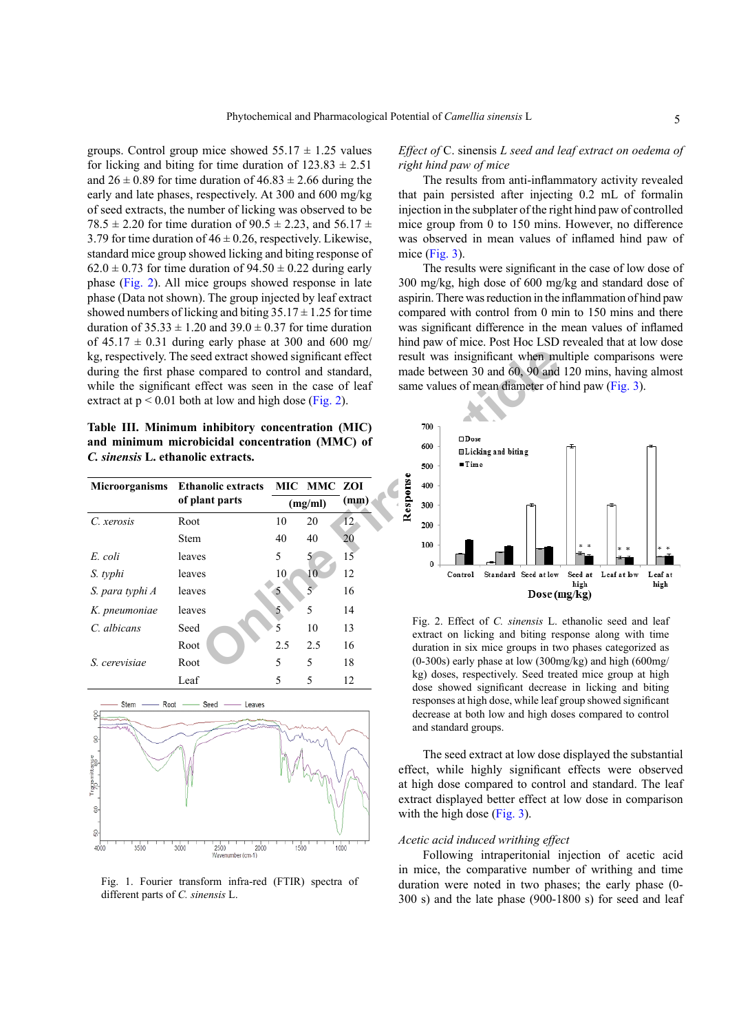groups. Control group mice showed 55.17 ± 1.25 values for licking and biting for time duration of 123.83 ± 2.51 and 26 ± 0.89 for time duration of 46.83 ± 2.66 during the early and late phases, respectively. At 300 and 600 mg/kg of seed extracts, the number of licking was observed to be 78.5 ± 2.20 for time duration of 90.5 ± 2.23, and 56.17 ± 3.79 for time duration of 46 ± 0.26, respectively. Likewise, standard mice group showed licking and biting response of 62.0 ± 0.73 for time duration of 94.50 ± 0.22 during early phase (Fig. 2). All mice groups showed response in late phase (Data not shown). The group injected by leaf extract showed numbers of licking and biting 35.17 ± 1.25 for time duration of 35.33 ± 1.20 and 39.0 ± 0.37 for time duration of 45.17 ± 0.31 during early phase at 300 and 600 mg/kg, respectively. The seed extract showed significant effect during the first phase compared to control and standard, while the significant effect was seen in the case of leaf extract at $p < 0.01$ both at low and high dose (Fig. 2).

**Table III. Minimum inhibitory concentration (MIC) and minimum microbicidal concentration (MMC) of *C. sinensis* L. ethanolic extracts.**

| Microorganisms | Ethanolic extracts of plant parts | MIC | MMC | ZOI |
|---|---|---|---|---|
| | | (mg/ml) | | (mm) |
| *C. xerosis* | Root | 10 | 20 | 12 |
| | Stem | 40 | 40 | 20 |
| *E. coli* | leaves | 5 | 5 | 15 |
| *S. typhi* | leaves | 10 | 10 | 12 |
| *S. para typhi A* | leaves | 5 | 5 | 16 |
| *K. pneumoniae* | leaves | 5 | 5 | 14 |
| *C. albicans* | Seed | 5 | 10 | 13 |
| | Root | 2.5 | 2.5 | 16 |
| *S. cerevisiae* | Root | 5 | 5 | 18 |
| | Leaf | 5 | 5 | 12 |

Fig. 1. Fourier transform infra-red (FTIR) spectra of different parts of *C. sinensis* L.

*Effect of* C. sinensis *L seed and leaf extract on oedema of right hind paw of mice*

The results from anti-inflammatory activity revealed that pain persisted after injecting 0.2 mL of formalin injection in the subplater of the right hind paw of controlled mice group from 0 to 150 mins. However, no difference was observed in mean values of inflamed hind paw of mice (Fig. 3).

The results were significant in the case of low dose of 300 mg/kg, high dose of 600 mg/kg and standard dose of aspirin. There was reduction in the inflammation of hind paw compared with control from 0 min to 150 mins and there was significant difference in the mean values of inflamed hind paw of mice. Post Hoc LSD revealed that at low dose result was insignificant when multiple comparisons were made between 30 and 60, 90 and 120 mins, having almost same values of mean diameter of hind paw (Fig. 3).

Fig. 2. Effect of *C. sinensis* L. ethanolic seed and leaf extract on licking and biting response along with time duration in six mice groups in two phases categorized as (0-300s) early phase at low (300mg/kg) and high (600mg/kg) doses, respectively. Seed treated mice group at high dose showed significant decrease in licking and biting responses at high dose, while leaf group showed significant decrease at both low and high doses compared to control and standard groups.

The seed extract at low dose displayed the substantial effect, while highly significant effects were observed at high dose compared to control and standard. The leaf extract displayed better effect at low dose in comparison with the high dose (Fig. 3).

*Acetic acid induced writhing effect*

Following intraperitonial injection of acetic acid in mice, the comparative number of writhing and time duration were noted in two phases; the early phase (0-300 s) and the late phase (900-1800 s) for seed and leaf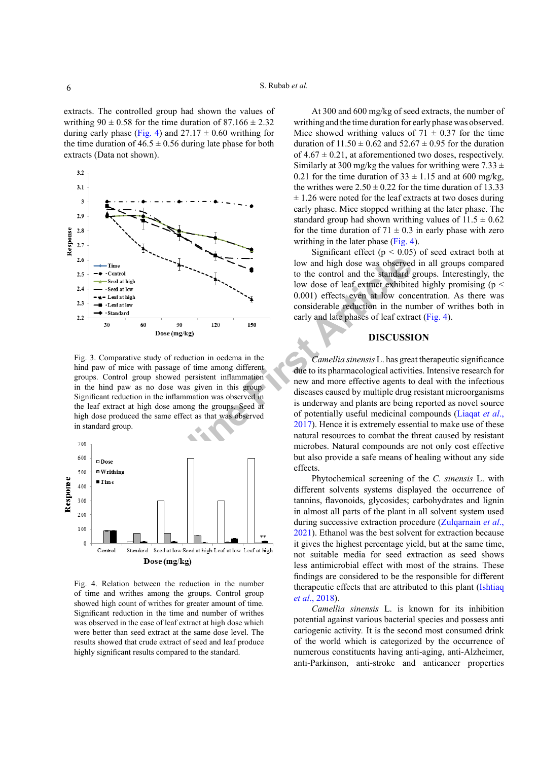extracts. The controlled group had shown the values of writhing 90 ± 0.58 for the time duration of 87.166 ± 2.32 during early phase (Fig. 4) and 27.17 ± 0.60 writhing for the time duration of 46.5 ± 0.56 during late phase for both extracts (Data not shown).

Fig. 3. Comparative study of reduction in oedema in the hind paw of mice with passage of time among different groups. Control group showed persistent inflammation in the hind paw as no dose was given in this group. Significant reduction in the inflammation was observed in the leaf extract at high dose among the groups. Seed at high dose produced the same effect as that was observed in standard group.

Fig. 4. Relation between the reduction in the number of time and writhes among the groups. Control group showed high count of writhes for greater amount of time. Significant reduction in the time and number of writhes was observed in the case of leaf extract at high dose which were better than seed extract at the same dose level. The results showed that crude extract of seed and leaf produce highly significant results compared to the standard.

At 300 and 600 mg/kg of seed extracts, the number of writhing and the time duration for early phase was observed. Mice showed writhing values of 71 ± 0.37 for the time duration of 11.50 ± 0.62 and 52.67 ± 0.95 for the duration of 4.67 ± 0.21, at aforementioned two doses, respectively. Similarly at 300 mg/kg the values for writhing were 7.33 ± 0.21 for the time duration of 33 ± 1.15 and at 600 mg/kg, the writhes were 2.50 ± 0.22 for the time duration of 13.33 ± 1.26 were noted for the leaf extracts at two doses during early phase. Mice stopped writhing at the later phase. The standard group had shown writhing values of 11.5 ± 0.62 for the time duration of 71 ± 0.3 in early phase with zero writhing in the later phase (Fig. 4).

Significant effect ($p < 0.05$) of seed extract both at low and high dose was observed in all groups compared to the control and the standard groups. Interestingly, the low dose of leaf extract exhibited highly promising ($p < 0.001$) effects even at low concentration. As there was considerable reduction in the number of writhes both in early and late phases of leaf extract (Fig. 4).

## DISCUSSION

*Camellia sinensis* L. has great therapeutic significance due to its pharmacological activities. Intensive research for new and more effective agents to deal with the infectious diseases caused by multiple drug resistant microorganisms is underway and plants are being reported as novel source of potentially useful medicinal compounds (Liaqat *et al*., 2017). Hence it is extremely essential to make use of these natural resources to combat the threat caused by resistant microbes. Natural compounds are not only cost effective but also provide a safe means of healing without any side effects.

Phytochemical screening of the *C. sinensis* L. with different solvents systems displayed the occurrence of tannins, flavonoids, glycosides; carbohydrates and lignin in almost all parts of the plant in all solvent system used during successive extraction procedure (Zulqarnain *et al*., 2021). Ethanol was the best solvent for extraction because it gives the highest percentage yield, but at the same time, not suitable media for seed extraction as seed shows less antimicrobial effect with most of the strains. These findings are considered to be the responsible for different therapeutic effects that are attributed to this plant (Ishtiaq *et al*., 2018).

*Camellia sinensis* L. is known for its inhibition potential against various bacterial species and possess anti cariogenic activity. It is the second most consumed drink of the world which is categorized by the occurrence of numerous constituents having anti-aging, anti-Alzheimer, anti-Parkinson, anti-stroke and anticancer properties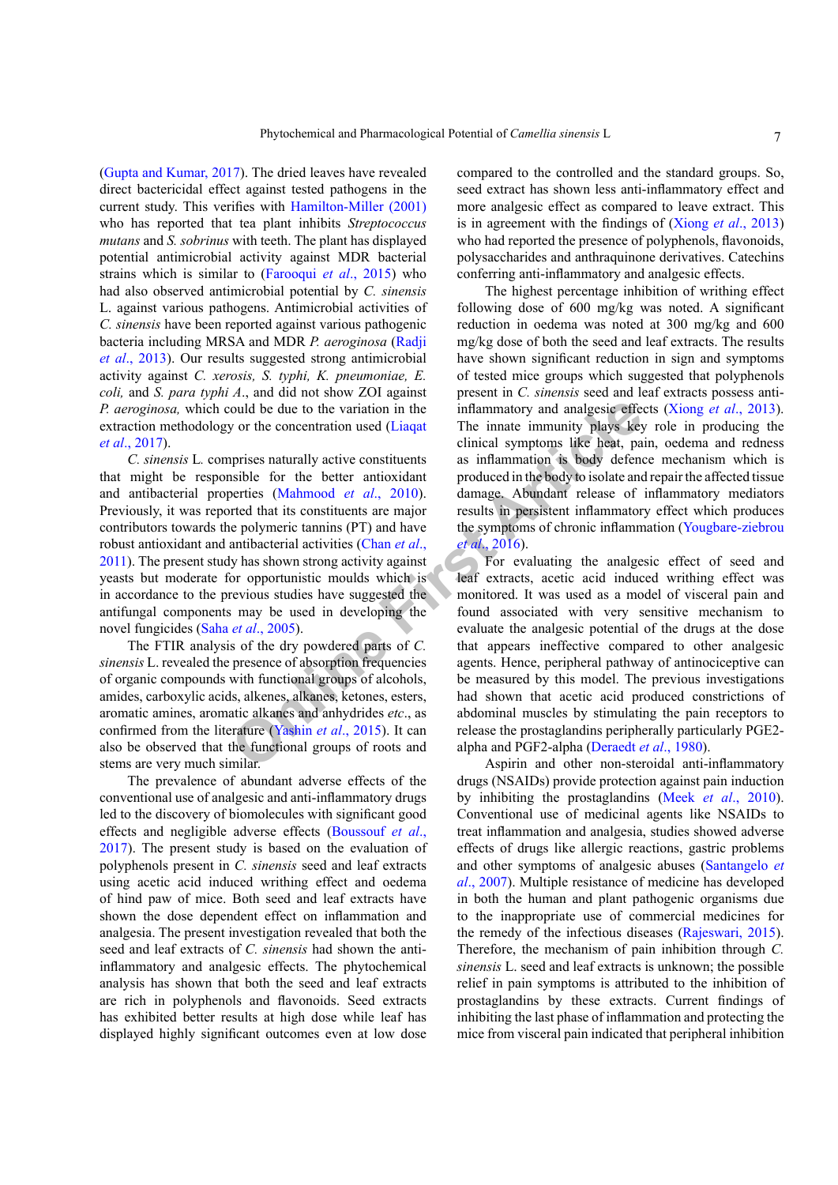(Gupta and Kumar, 2017). The dried leaves have revealed direct bactericidal effect against tested pathogens in the current study. This verifies with Hamilton-Miller (2001) who has reported that tea plant inhibits *Streptococcus mutans* and *S. sobrinus* with teeth. The plant has displayed potential antimicrobial activity against MDR bacterial strains which is similar to (Farooqui *et al*., 2015) who had also observed antimicrobial potential by *C. sinensis* L. against various pathogens. Antimicrobial activities of *C. sinensis* have been reported against various pathogenic bacteria including MRSA and MDR *P. aeroginosa* (Radji *et al*., 2013). Our results suggested strong antimicrobial activity against *C. xerosis, S. typhi, K. pneumoniae, E. coli,* and *S. para typhi A*., and did not show ZOI against *P. aeroginosa,* which could be due to the variation in the extraction methodology or the concentration used (Liaqat *et al*., 2017).

*C. sinensis* L. comprises naturally active constituents that might be responsible for the better antioxidant and antibacterial properties (Mahmood *et al*., 2010). Previously, it was reported that its constituents are major contributors towards the polymeric tannins (PT) and have robust antioxidant and antibacterial activities (Chan *et al*., 2011). The present study has shown strong activity against yeasts but moderate for opportunistic moulds which is in accordance to the previous studies have suggested the antifungal components may be used in developing the novel fungicides (Saha *et al*., 2005).

The FTIR analysis of the dry powdered parts of *C. sinensis* L. revealed the presence of absorption frequencies of organic compounds with functional groups of alcohols, amides, carboxylic acids, alkenes, alkanes, ketones, esters, aromatic amines, aromatic alkanes and anhydrides *etc*., as confirmed from the literature (Yashin *et al*., 2015). It can also be observed that the functional groups of roots and stems are very much similar.

The prevalence of abundant adverse effects of the conventional use of analgesic and anti-inflammatory drugs led to the discovery of biomolecules with significant good effects and negligible adverse effects (Boussouf *et al*., 2017). The present study is based on the evaluation of polyphenols present in *C. sinensis* seed and leaf extracts using acetic acid induced writhing effect and oedema of hind paw of mice. Both seed and leaf extracts have shown the dose dependent effect on inflammation and analgesia. The present investigation revealed that both the seed and leaf extracts of *C. sinensis* had shown the anti-inflammatory and analgesic effects. The phytochemical analysis has shown that both the seed and leaf extracts are rich in polyphenols and flavonoids. Seed extracts has exhibited better results at high dose while leaf has displayed highly significant outcomes even at low dose compared to the controlled and the standard groups. So, seed extract has shown less anti-inflammatory effect and more analgesic effect as compared to leave extract. This is in agreement with the findings of (Xiong *et al*., 2013) who had reported the presence of polyphenols, flavonoids, polysaccharides and anthraquinone derivatives. Catechins conferring anti-inflammatory and analgesic effects.

The highest percentage inhibition of writhing effect following dose of 600 mg/kg was noted. A significant reduction in oedema was noted at 300 mg/kg and 600 mg/kg dose of both the seed and leaf extracts. The results have shown significant reduction in sign and symptoms of tested mice groups which suggested that polyphenols present in *C. sinensis* seed and leaf extracts possess anti-inflammatory and analgesic effects (Xiong *et al*., 2013). The innate immunity plays key role in producing the clinical symptoms like heat, pain, oedema and redness as inflammation is body defence mechanism which is produced in the body to isolate and repair the affected tissue damage. Abundant release of inflammatory mediators results in persistent inflammatory effect which produces the symptoms of chronic inflammation (Yougbare-ziebrou *et al*., 2016).

For evaluating the analgesic effect of seed and leaf extracts, acetic acid induced writhing effect was monitored. It was used as a model of visceral pain and found associated with very sensitive mechanism to evaluate the analgesic potential of the drugs at the dose that appears ineffective compared to other analgesic agents. Hence, peripheral pathway of antinociceptive can be measured by this model. The previous investigations had shown that acetic acid produced constrictions of abdominal muscles by stimulating the pain receptors to release the prostaglandins peripherally particularly PGE2-alpha and PGF2-alpha (Deraedt *et al*., 1980).

Aspirin and other non-steroidal anti-inflammatory drugs (NSAIDs) provide protection against pain induction by inhibiting the prostaglandins (Meek *et al*., 2010). Conventional use of medicinal agents like NSAIDs to treat inflammation and analgesia, studies showed adverse effects of drugs like allergic reactions, gastric problems and other symptoms of analgesic abuses (Santangelo *et al*., 2007). Multiple resistance of medicine has developed in both the human and plant pathogenic organisms due to the inappropriate use of commercial medicines for the remedy of the infectious diseases (Rajeswari, 2015). Therefore, the mechanism of pain inhibition through *C. sinensis* L. seed and leaf extracts is unknown; the possible relief in pain symptoms is attributed to the inhibition of prostaglandins by these extracts. Current findings of inhibiting the last phase of inflammation and protecting the mice from visceral pain indicated that peripheral inhibition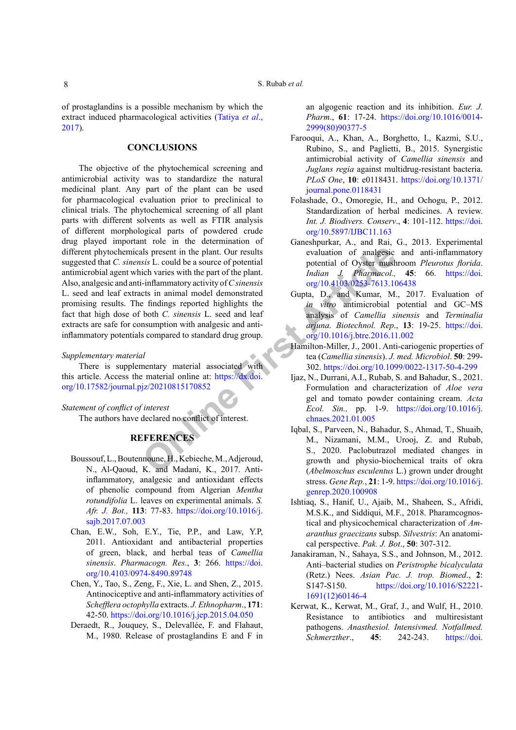of prostaglandins is a possible mechanism by which the extract induced pharmacological activities (Tatiya *et al*., 2017).

## CONCLUSIONS

The objective of the phytochemical screening and antimicrobial activity was to standardize the natural medicinal plant. Any part of the plant can be used for pharmacological evaluation prior to preclinical to clinical trials. The phytochemical screening of all plant parts with different solvents as well as FTIR analysis of different morphological parts of powdered crude drug played important role in the determination of different phytochemicals present in the plant. Our results suggested that *C. sinensis* L. could be a source of potential antimicrobial agent which varies with the part of the plant. Also, analgesic and anti-inflammatory activity of *C sinensis* L. seed and leaf extracts in animal model demonstrated promising results. The findings reported highlights the fact that high dose of both *C. sinensis* L. seed and leaf extracts are safe for consumption with analgesic and anti-inflammatory potentials compared to standard drug group.

*Supplementary material*

There is supplementary material associated with this article. Access the material online at: https://dx.doi.org/10.17582/journal.pjz/20210815170852

*Statement of conflict of interest*

The authors have declared no conflict of interest.

## REFERENCES

Boussouf, L., Boutennoune, H., Kebieche, M., Adjeroud, N., Al-Qaoud, K. and Madani, K., 2017. Anti-inflammatory, analgesic and antioxidant effects of phenolic compound from Algerian *Mentha rotundifolia* L. leaves on experimental animals. *S. Afr. J. Bot.,* **113**: 77-83. https://doi.org/10.1016/j.sajb.2017.07.003

Chan, E.W., Soh, E.Y., Tie, P.P., and Law, Y.P, 2011. Antioxidant and antibacterial properties of green, black, and herbal teas of *Camellia sinensis*. *Pharmacogn. Res.*, **3**: 266. https://doi.org/10.4103/0974-8490.89748

Chen, Y., Tao, S., Zeng, F., Xie, L. and Shen, Z., 2015. Antinociceptive and anti-inflammatory activities of *Schefflera octophylla* extracts. *J. Ethnopharm.*, **171**: 42-50. https://doi.org/10.1016/j.jep.2015.04.050

Deraedt, R., Jouquey, S., Delevallée, F. and Flahaut, M., 1980. Release of prostaglandins E and F in an algogenic reaction and its inhibition. *Eur. J. Pharm.*, **61**: 17-24. https://doi.org/10.1016/0014-2999(80)90377-5

Farooqui, A., Khan, A., Borghetto, I., Kazmi, S.U., Rubino, S., and Paglietti, B., 2015. Synergistic antimicrobial activity of *Camellia sinensis* and *Juglans regia* against multidrug-resistant bacteria. *PLoS One*, **10**: e0118431. https://doi.org/10.1371/journal.pone.0118431

Folashade, O., Omoregie, H., and Ochogu, P., 2012. Standardization of herbal medicines. A review. *Int. J. Biodivers. Conserv*., **4**: 101-112. https://doi.org/10.5897/IJBC11.163

Ganeshpurkar, A., and Rai, G., 2013. Experimental evaluation of analgesic and anti-inflammatory potential of Oyster mushroom *Pleurotus florida*. *Indian J. Pharmacol.,* **45**: 66. https://doi.org/10.4103/0253-7613.106438

Gupta, D., and Kumar, M., 2017. Evaluation of *in vitro* antimicrobial potential and GC–MS analysis of *Camellia sinensis* and *Terminalia arjuna*. *Biotechnol. Rep*., **13**: 19-25. https://doi.org/10.1016/j.btre.2016.11.002

Hamilton-Miller, J., 2001. Anti-cariogenic properties of tea (*Camellia sinensis*). *J. med. Microbiol*. **50**: 299-302. https://doi.org/10.1099/0022-1317-50-4-299

Ijaz, N., Durrani, A.I., Rubab, S. and Bahadur, S., 2021. Formulation and characterization of *Aloe vera* gel and tomato powder containing cream. *Acta Ecol. Sin.,* pp. 1-9. https://doi.org/10.1016/j.chnaes.2021.01.005

Iqbal, S., Parveen, N., Bahadur, S., Ahmad, T., Shuaib, M., Nizamani, M.M., Urooj, Z. and Rubab, S., 2020. Paclobutrazol mediated changes in growth and physio-biochemical traits of okra (*Abelmoschus esculentus* L.) grown under drought stress. *Gene Rep.*, **21**: 1-9. https://doi.org/10.1016/j.genrep.2020.100908

Ishtiaq, S., Hanif, U., Ajaib, M., Shaheen, S., Afridi, M.S.K., and Siddiqui, M.F., 2018. Pharamcognostical and physicochemical characterization of *Amaranthus graecizans* subsp. *Silvestris*: An anatomical perspective. *Pak. J. Bot*., **50**: 307-312.

Janakiraman, N., Sahaya, S.S., and Johnson, M., 2012. Anti–bacterial studies on *Peristrophe bicalyculata* (Retz.) Nees. *Asian Pac. J. trop. Biomed*., **2**: S147-S150. https://doi.org/10.1016/S2221-1691(12)60146-4

Kerwat, K., Kerwat, M., Graf, J., and Wulf, H., 2010. Resistance to antibiotics and multiresistant pathogens. *Anasthesiol. Intensivmed. Notfallmed. Schmerzther.*, **45**: 242-243. https://doi.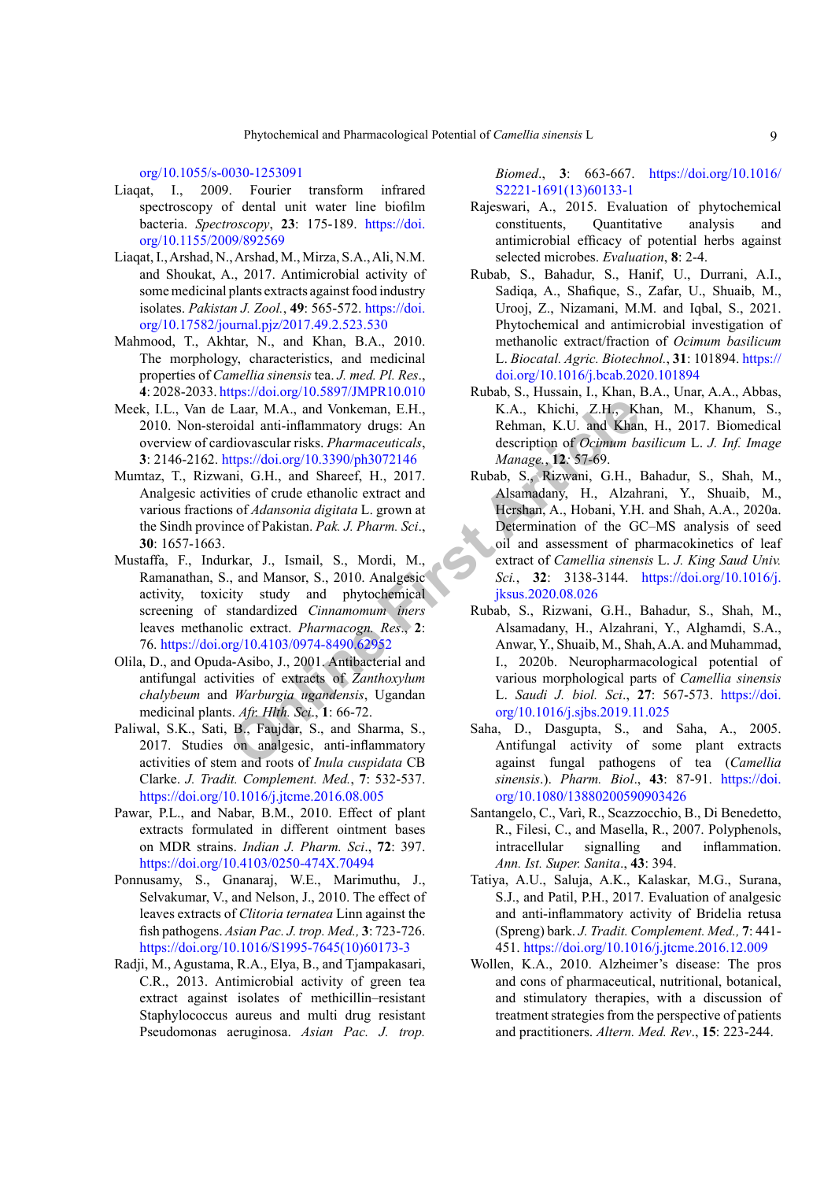org/10.1055/s-0030-1253091

Liaqat, I., 2009. Fourier transform infrared spectroscopy of dental unit water line biofilm bacteria. *Spectroscopy*, **23**: 175-189. https://doi.org/10.1155/2009/892569

Liaqat, I., Arshad, N., Arshad, M., Mirza, S.A., Ali, N.M. and Shoukat, A., 2017. Antimicrobial activity of some medicinal plants extracts against food industry isolates. *Pakistan J. Zool.*, **49**: 565-572. https://doi.org/10.17582/journal.pjz/2017.49.2.523.530

Mahmood, T., Akhtar, N., and Khan, B.A., 2010. The morphology, characteristics, and medicinal properties of *Camellia sinensis* tea. *J. med. Pl. Res*., **4**: 2028-2033. https://doi.org/10.5897/JMPR10.010

Meek, I.L., Van de Laar, M.A., and Vonkeman, E.H., 2010. Non-steroidal anti-inflammatory drugs: An overview of cardiovascular risks. *Pharmaceuticals*, **3**: 2146-2162. https://doi.org/10.3390/ph3072146

Mumtaz, T., Rizwani, G.H., and Shareef, H., 2017. Analgesic activities of crude ethanolic extract and various fractions of *Adansonia digitata* L. grown at the Sindh province of Pakistan. *Pak. J. Pharm. Sci*., **30**: 1657-1663.

Mustaffa, F., Indurkar, J., Ismail, S., Mordi, M., Ramanathan, S., and Mansor, S., 2010. Analgesic activity, toxicity study and phytochemical screening of standardized *Cinnamomum iners* leaves methanolic extract. *Pharmacogn. Res*., **2**: 76. https://doi.org/10.4103/0974-8490.62952

Olila, D., and Opuda-Asibo, J., 2001. Antibacterial and antifungal activities of extracts of *Zanthoxylum chalybeum* and *Warburgia ugandensis*, Ugandan medicinal plants. *Afr. Hlth. Sci*., **1**: 66-72.

Paliwal, S.K., Sati, B., Faujdar, S., and Sharma, S., 2017. Studies on analgesic, anti-inflammatory activities of stem and roots of *Inula cuspidata* CB Clarke. *J. Tradit. Complement. Med.*, **7**: 532-537. https://doi.org/10.1016/j.jtcme.2016.08.005

Pawar, P.L., and Nabar, B.M., 2010. Effect of plant extracts formulated in different ointment bases on MDR strains. *Indian J. Pharm. Sci*., **72**: 397. https://doi.org/10.4103/0250-474X.70494

Ponnusamy, S., Gnanaraj, W.E., Marimuthu, J., Selvakumar, V., and Nelson, J., 2010. The effect of leaves extracts of *Clitoria ternatea* Linn against the fish pathogens. *Asian Pac. J. trop. Med.,* **3**: 723-726. https://doi.org/10.1016/S1995-7645(10)60173-3

Radji, M., Agustama, R.A., Elya, B., and Tjampakasari, C.R., 2013. Antimicrobial activity of green tea extract against isolates of methicillin–resistant Staphylococcus aureus and multi drug resistant Pseudomonas aeruginosa. *Asian Pac. J. trop. Biomed*., **3**: 663-667. https://doi.org/10.1016/S2221-1691(13)60133-1

Rajeswari, A., 2015. Evaluation of phytochemical constituents, Quantitative analysis and antimicrobial efficacy of potential herbs against selected microbes. *Evaluation*, **8**: 2-4.

Rubab, S., Bahadur, S., Hanif, U., Durrani, A.I., Sadiqa, A., Shafique, S., Zafar, U., Shuaib, M., Urooj, Z., Nizamani, M.M. and Iqbal, S., 2021. Phytochemical and antimicrobial investigation of methanolic extract/fraction of *Ocimum basilicum* L. *Biocatal. Agric. Biotechnol.*, **31**: 101894. https://doi.org/10.1016/j.bcab.2020.101894

Rubab, S., Hussain, I., Khan, B.A., Unar, A.A., Abbas, K.A., Khichi, Z.H., Khan, M., Khanum, S., Rehman, K.U. and Khan, H., 2017. Biomedical description of *Ocimum basilicum* L. *J. Inf. Image Manage.*, **12**: 57-69.

Rubab, S., Rizwani, G.H., Bahadur, S., Shah, M., Alsamadany, H., Alzahrani, Y., Shuaib, M., Hershan, A., Hobani, Y.H. and Shah, A.A., 2020a. Determination of the GC–MS analysis of seed oil and assessment of pharmacokinetics of leaf extract of *Camellia sinensis* L. *J. King Saud Univ. Sci.*, **32**: 3138-3144. https://doi.org/10.1016/j.jksus.2020.08.026

Rubab, S., Rizwani, G.H., Bahadur, S., Shah, M., Alsamadany, H., Alzahrani, Y., Alghamdi, S.A., Anwar, Y., Shuaib, M., Shah, A.A. and Muhammad, I., 2020b. Neuropharmacological potential of various morphological parts of *Camellia sinensis* L. *Saudi J. biol. Sci*., **27**: 567-573. https://doi.org/10.1016/j.sjbs.2019.11.025

Saha, D., Dasgupta, S., and Saha, A., 2005. Antifungal activity of some plant extracts against fungal pathogens of tea (*Camellia sinensis*.). *Pharm. Biol*., **43**: 87-91. https://doi.org/10.1080/13880200590903426

Santangelo, C., Varì, R., Scazzocchio, B., Di Benedetto, R., Filesi, C., and Masella, R., 2007. Polyphenols, intracellular signalling and inflammation. *Ann. Ist. Super. Sanita*., **43**: 394.

Tatiya, A.U., Saluja, A.K., Kalaskar, M.G., Surana, S.J., and Patil, P.H., 2017. Evaluation of analgesic and anti-inflammatory activity of Bridelia retusa (Spreng) bark. *J. Tradit. Complement. Med.,* **7**: 441-451. https://doi.org/10.1016/j.jtcme.2016.12.009

Wollen, K.A., 2010. Alzheimer's disease: The pros and cons of pharmaceutical, nutritional, botanical, and stimulatory therapies, with a discussion of treatment strategies from the perspective of patients and practitioners. *Altern. Med. Rev*., **15**: 223-244.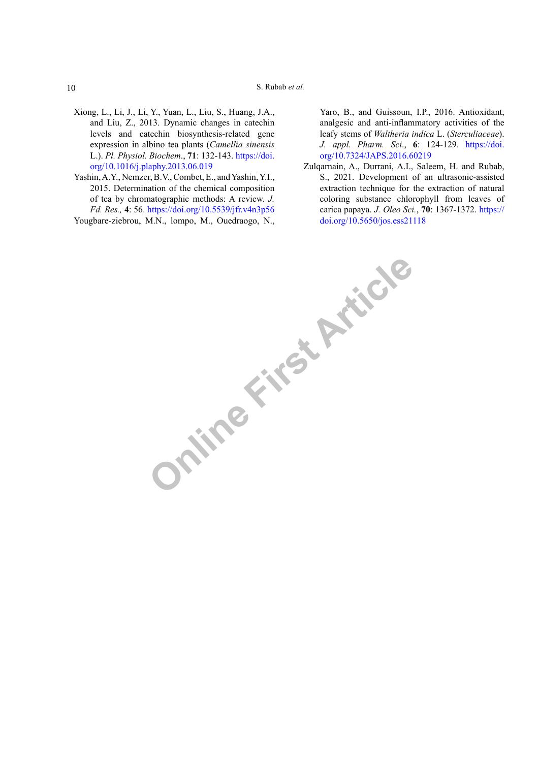Xiong, L., Li, J., Li, Y., Yuan, L., Liu, S., Huang, J.A., and Liu, Z., 2013. Dynamic changes in catechin levels and catechin biosynthesis-related gene expression in albino tea plants (*Camellia sinensis* L.). *Pl. Physiol. Biochem*., **71**: 132-143. https://doi.org/10.1016/j.plaphy.2013.06.019

Yashin, A.Y., Nemzer, B.V., Combet, E., and Yashin, Y.I., 2015. Determination of the chemical composition of tea by chromatographic methods: A review. *J. Fd. Res.,* **4**: 56. https://doi.org/10.5539/jfr.v4n3p56

Yougbare-ziebrou, M.N., lompo, M., Ouedraogo, N., Yaro, B., and Guissoun, I.P., 2016. Antioxidant, analgesic and anti-inflammatory activities of the leafy stems of *Waltheria indica* L. (*Sterculiaceae*). *J. appl. Pharm. Sci*., **6**: 124-129. https://doi.org/10.7324/JAPS.2016.60219

Zulqarnain, A., Durrani, A.I., Saleem, H. and Rubab, S., 2021. Development of an ultrasonic-assisted extraction technique for the extraction of natural coloring substance chlorophyll from leaves of carica papaya. *J. Oleo Sci.*, **70**: 1367-1372. https://doi.org/10.5650/jos.ess21118

Online First Article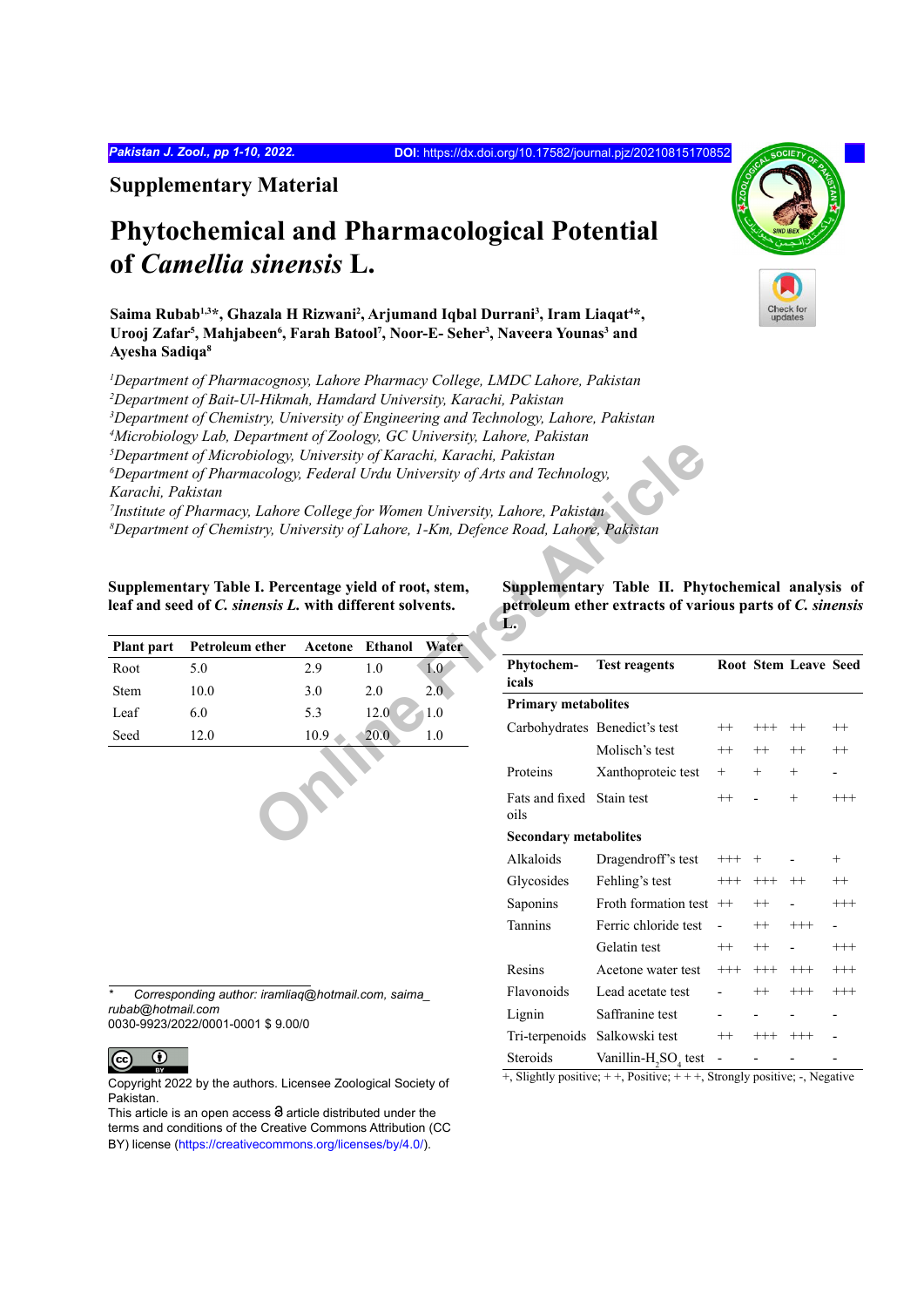## Supplementary Material

# Phytochemical and Pharmacological Potential of *Camellia sinensis* L.

**Saima Rubab[1,3]*, Ghazala H Rizwani[2], Arjumand Iqbal Durrani[3], Iram Liaqat[4]*, Urooj Zafar[5], Mahjabeen[6], Farah Batool[7], Noor-E- Seher[3], Naveera Younas[3] and Ayesha Sadiqa[8]**

*[1]Department of Pharmacognosy, Lahore Pharmacy College, LMDC Lahore, Pakistan*
*[2]Department of Bait-Ul-Hikmah, Hamdard University, Karachi, Pakistan*
*[3]Department of Chemistry, University of Engineering and Technology, Lahore, Pakistan*
*[4]Microbiology Lab, Department of Zoology, GC University, Lahore, Pakistan*
*[5]Department of Microbiology, University of Karachi, Karachi, Pakistan*
*[6]Department of Pharmacology, Federal Urdu University of Arts and Technology, Karachi, Pakistan*
*[7]Institute of Pharmacy, Lahore College for Women University, Lahore, Pakistan*
*[8]Department of Chemistry, University of Lahore, 1-Km, Defence Road, Lahore, Pakistan*

**Supplementary Table I. Percentage yield of root, stem, leaf and seed of *C. sinensis L.* with different solvents.**

| Plant part | Petroleum ether | Acetone | Ethanol | Water |
|---|---|---|---|---|
| Root | 5.0 | 2.9 | 1.0 | 1.0 |
| Stem | 10.0 | 3.0 | 2.0 | 2.0 |
| Leaf | 6.0 | 5.3 | 12.0 | 1.0 |
| Seed | 12.0 | 10.9 | 20.0 | 1.0 |

\* Corresponding author: iramliaq@hotmail.com, saima_rubab@hotmail.com
0030-9923/2022/0001-0001 $ 9.00/0

Copyright 2022 by the authors. Licensee Zoological Society of Pakistan.
This article is an open access article distributed under the terms and conditions of the Creative Commons Attribution (CC BY) license (https://creativecommons.org/licenses/by/4.0/).

**Supplementary Table II. Phytochemical analysis of petroleum ether extracts of various parts of *C. sinensis* L.**

| Phytochemicals | Test reagents | Root | Stem | Leave | Seed |
|---|---|---|---|---|---|
| **Primary metabolites** | | | | | |
| Carbohydrates | Benedict's test | ++ | +++ | ++ | ++ |
| | Molisch's test | ++ | ++ | ++ | ++ |
| Proteins | Xanthoproteic test | + | + | + | - |
| Fats and fixed oils | Stain test | ++ | - | + | +++ |
| **Secondary metabolites** | | | | | |
| Alkaloids | Dragendroff's test | +++ | + | - | + |
| Glycosides | Fehling's test | +++ | +++ | ++ | ++ |
| Saponins | Froth formation test | ++ | ++ | - | +++ |
| Tannins | Ferric chloride test | - | ++ | +++ | - |
| | Gelatin test | ++ | ++ | - | +++ |
| Resins | Acetone water test | +++ | +++ | +++ | +++ |
| Flavonoids | Lead acetate test | - | ++ | +++ | +++ |
| Lignin | Saffranine test | - | - | - | - |
| Tri-terpenoids | Salkowski test | ++ | +++ | +++ | - |
| Steroids | Vanillin-$H_2SO_4$ test | - | - | - | - |

+, Slightly positive; + +, Positive; + + +, Strongly positive; -, Negative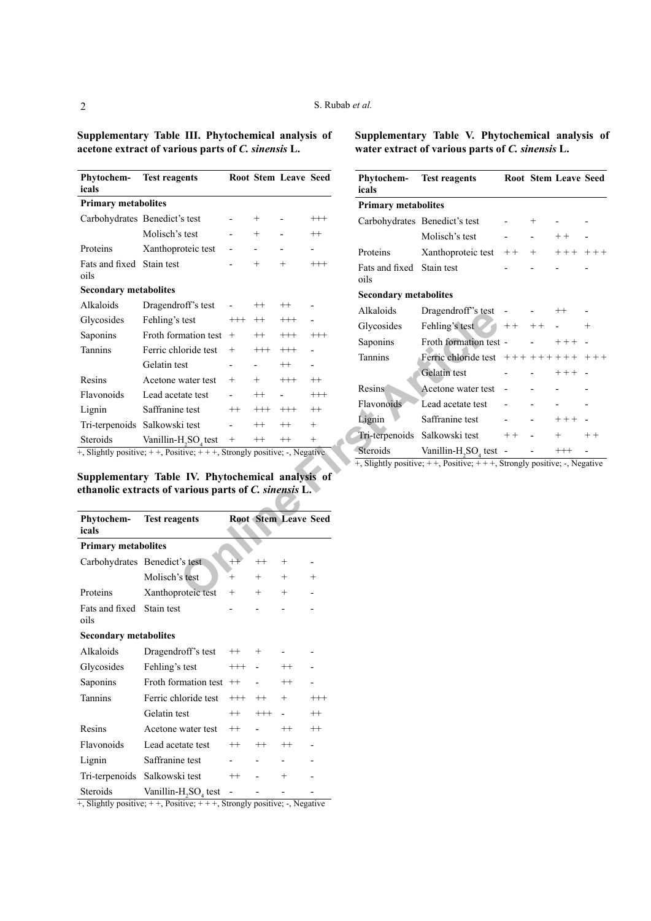**Supplementary Table III. Phytochemical analysis of acetone extract of various parts of *C. sinensis* L.**

| Phytochemicals | Test reagents | Root | Stem | Leave | Seed |
|---|---|---|---|---|---|
| **Primary metabolites** | | | | | |
| Carbohydrates | Benedict's test | - | + | - | +++ |
| | Molisch's test | - | + | - | ++ |
| Proteins | Xanthoproteic test | - | - | - | - |
| Fats and fixed oils | Stain test | - | + | + | +++ |
| **Secondary metabolites** | | | | | |
| Alkaloids | Dragendroff's test | - | ++ | ++ | - |
| Glycosides | Fehling's test | +++ | ++ | +++ | - |
| Saponins | Froth formation test | + | ++ | +++ | +++ |
| Tannins | Ferric chloride test | + | +++ | +++ | - |
| | Gelatin test | - | - | ++ | - |
| Resins | Acetone water test | + | + | +++ | ++ |
| Flavonoids | Lead acetate test | - | ++ | - | +++ |
| Lignin | Saffranine test | ++ | +++ | +++ | ++ |
| Tri-terpenoids | Salkowski test | - | ++ | ++ | + |
| Steroids | Vanillin-$H_2SO_4$ test | + | ++ | ++ | + |

+, Slightly positive; + +, Positive; + + +, Strongly positive; -, Negative

**Supplementary Table IV. Phytochemical analysis of ethanolic extracts of various parts of *C. sinensis* L.**

| Phytochemicals | Test reagents | Root | Stem | Leave | Seed |
|---|---|---|---|---|---|
| **Primary metabolites** | | | | | |
| Carbohydrates | Benedict's test | ++ | ++ | + | - |
| | Molisch's test | + | + | + | + |
| Proteins | Xanthoproteic test | + | + | + | - |
| Fats and fixed oils | Stain test | - | - | - | - |
| **Secondary metabolites** | | | | | |
| Alkaloids | Dragendroff's test | ++ | + | - | - |
| Glycosides | Fehling's test | +++ | - | ++ | - |
| Saponins | Froth formation test | ++ | - | ++ | - |
| Tannins | Ferric chloride test | +++ | ++ | + | +++ |
| | Gelatin test | ++ | +++ | - | ++ |
| Resins | Acetone water test | ++ | - | ++ | ++ |
| Flavonoids | Lead acetate test | ++ | ++ | ++ | - |
| Lignin | Saffranine test | - | - | - | - |
| Tri-terpenoids | Salkowski test | ++ | - | + | - |
| Steroids | Vanillin-$H_2SO_4$ test | - | - | - | - |

+, Slightly positive; + +, Positive; + + +, Strongly positive; -, Negative

**Supplementary Table V. Phytochemical analysis of water extract of various parts of *C. sinensis* L.**

| Phytochemicals | Test reagents | Root | Stem | Leave | Seed |
|---|---|---|---|---|---|
| **Primary metabolites** | | | | | |
| Carbohydrates | Benedict's test | - | + | - | - |
| | Molisch's test | - | - | + + | - |
| Proteins | Xanthoproteic test | + + | + | + + + | + + + |
| Fats and fixed oils | Stain test | - | - | - | - |
| **Secondary metabolites** | | | | | |
| Alkaloids | Dragendroff's test | - | - | ++ | - |
| Glycosides | Fehling's test | + + | + + | - | + |
| Saponins | Froth formation test | - | - | + + + | - |
| Tannins | Ferric chloride test | + + + | + + + | + + + | + + + |
| | Gelatin test | - | - | + + + | - |
| Resins | Acetone water test | - | - | - | - |
| Flavonoids | Lead acetate test | - | - | - | - |
| Lignin | Saffranine test | - | - | + + + | - |
| Tri-terpenoids | Salkowski test | + + | - | + | + + |
| Steroids | Vanillin-$H_2SO_4$ test | - | - | +++ | - |

+, Slightly positive; + +, Positive; + + +, Strongly positive; -, Negative